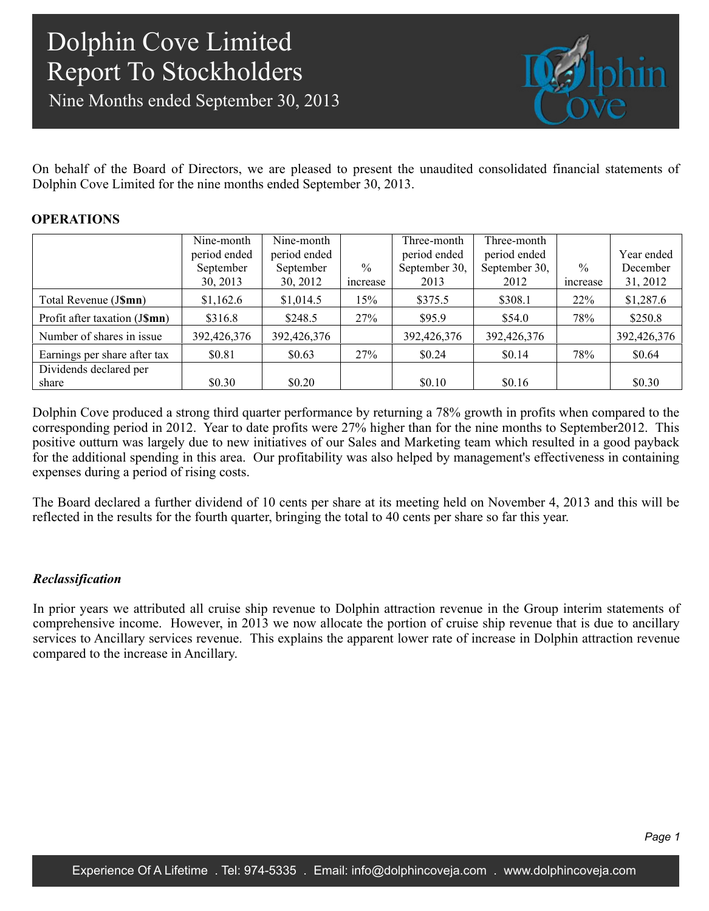# Dolphin Cove Limited
# Report To Stockholders
## Nine Months ended September 30, 2013

On behalf of the Board of Directors, we are pleased to present the unaudited consolidated financial statements of Dolphin Cove Limited for the nine months ended September 30, 2013.

### OPERATIONS

| | Nine-month period ended September 30, 2013 | Nine-month period ended September 30, 2012 | % increase | Three-month period ended September 30, 2013 | Three-month period ended September 30, 2012 | % increase | Year ended December 31, 2012 |
|---|---|---|---|---|---|---|---|
| Total Revenue (J**$mn**) | $1,162.6 | $1,014.5 | 15% | $375.5 | $308.1 | 22% | $1,287.6 |
| Profit after taxation (J**$mn**) | $316.8 | $248.5 | 27% | $95.9 | $54.0 | 78% | $250.8 |
| Number of shares in issue | 392,426,376 | 392,426,376 | | 392,426,376 | 392,426,376 | | 392,426,376 |
| Earnings per share after tax | $0.81 | $0.63 | 27% | $0.24 | $0.14 | 78% | $0.64 |
| Dividends declared per share | $0.30 | $0.20 | | $0.10 | $0.16 | | $0.30 |

Dolphin Cove produced a strong third quarter performance by returning a 78% growth in profits when compared to the corresponding period in 2012. Year to date profits were 27% higher than for the nine months to September2012. This positive outturn was largely due to new initiatives of our Sales and Marketing team which resulted in a good payback for the additional spending in this area. Our profitability was also helped by management's effectiveness in containing expenses during a period of rising costs.

The Board declared a further dividend of 10 cents per share at its meeting held on November 4, 2013 and this will be reflected in the results for the fourth quarter, bringing the total to 40 cents per share so far this year.

***Reclassification***

In prior years we attributed all cruise ship revenue to Dolphin attraction revenue in the Group interim statements of comprehensive income. However, in 2013 we now allocate the portion of cruise ship revenue that is due to ancillary services to Ancillary services revenue. This explains the apparent lower rate of increase in Dolphin attraction revenue compared to the increase in Ancillary.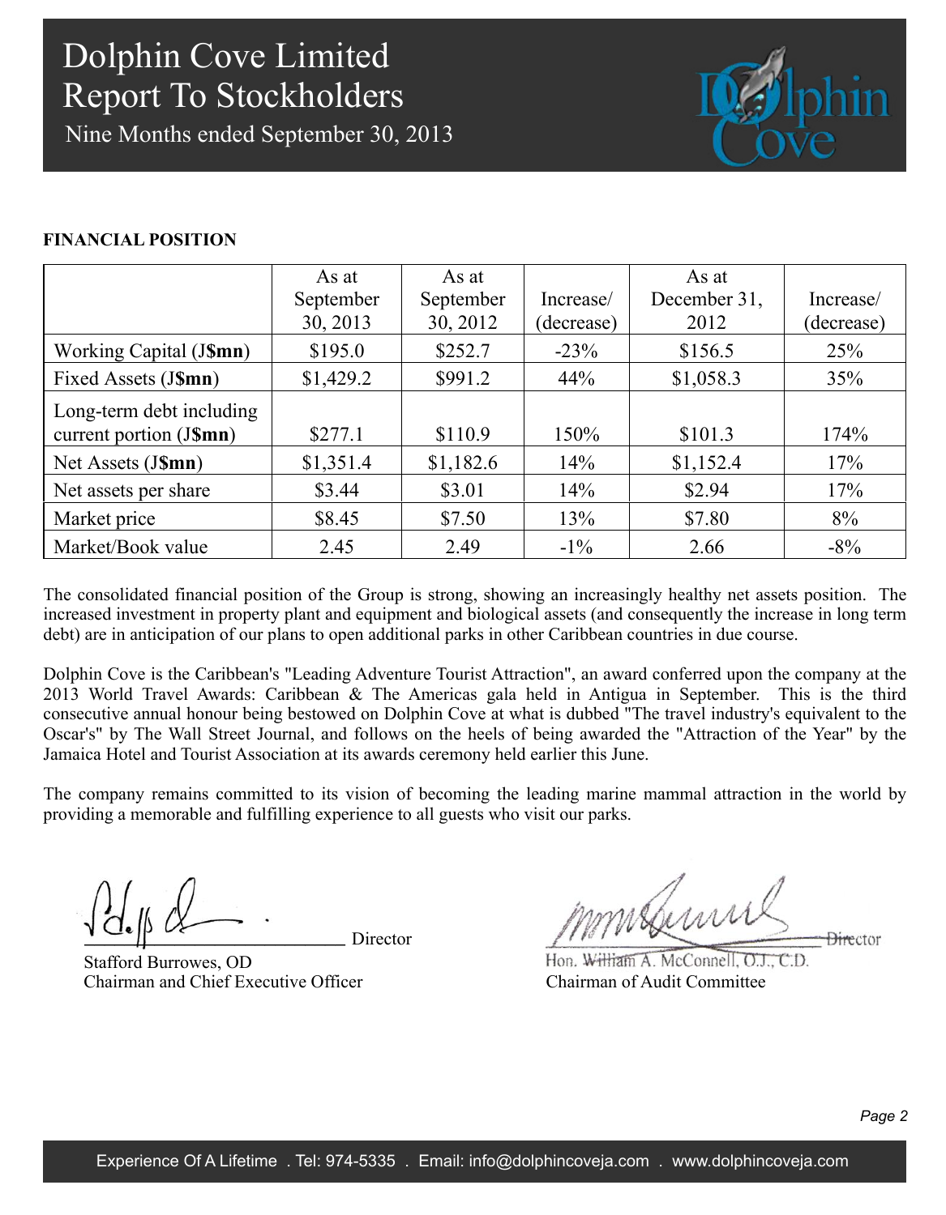# Dolphin Cove Limited
# Report To Stockholders
## Nine Months ended September 30, 2013

**FINANCIAL POSITION**

| | As at September 30, 2013 | As at September 30, 2012 | Increase/ (decrease) | As at December 31, 2012 | Increase/ (decrease) |
|---|---|---|---|---|---|
| Working Capital (J**$mn**) | $195.0 | $252.7 | -23% | $156.5 | 25% |
| Fixed Assets (J**$mn**) | $1,429.2 | $991.2 | 44% | $1,058.3 | 35% |
| Long-term debt including current portion (J**$mn**) | $277.1 | $110.9 | 150% | $101.3 | 174% |
| Net Assets (J**$mn**) | $1,351.4 | $1,182.6 | 14% | $1,152.4 | 17% |
| Net assets per share | $3.44 | $3.01 | 14% | $2.94 | 17% |
| Market price | $8.45 | $7.50 | 13% | $7.80 | 8% |
| Market/Book value | 2.45 | 2.49 | -1% | 2.66 | -8% |

The consolidated financial position of the Group is strong, showing an increasingly healthy net assets position. The increased investment in property plant and equipment and biological assets (and consequently the increase in long term debt) are in anticipation of our plans to open additional parks in other Caribbean countries in due course.

Dolphin Cove is the Caribbean's "Leading Adventure Tourist Attraction", an award conferred upon the company at the 2013 World Travel Awards: Caribbean & The Americas gala held in Antigua in September. This is the third consecutive annual honour being bestowed on Dolphin Cove at what is dubbed "The travel industry's equivalent to the Oscar's" by The Wall Street Journal, and follows on the heels of being awarded the "Attraction of the Year" by the Jamaica Hotel and Tourist Association at its awards ceremony held earlier this June.

The company remains committed to its vision of becoming the leading marine mammal attraction in the world by providing a memorable and fulfilling experience to all guests who visit our parks.

Director
Stafford Burrowes, OD
Chairman and Chief Executive Officer

Director
Hon. William A. McConnell, O.J., C.D.
Chairman of Audit Committee

Experience Of A Lifetime . Tel: 974-5335 . Email: info@dolphincoveja.com . www.dolphincoveja.com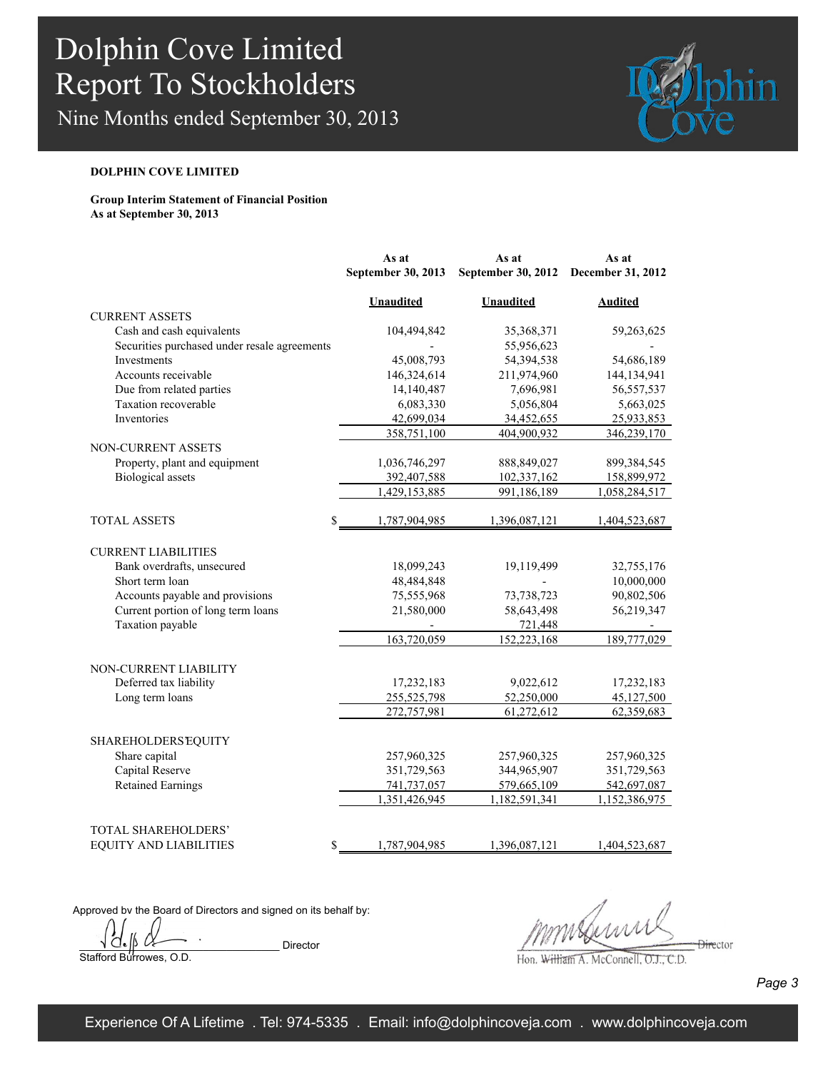**DOLPHIN COVE LIMITED**

**Group Interim Statement of Financial Position**
**As at September 30, 2013**

| | As at September 30, 2013 | As at September 30, 2012 | As at December 31, 2012 |
|---|---|---|---|
| | Unaudited | Unaudited | Audited |
| CURRENT ASSETS | | | |
| Cash and cash equivalents | 104,494,842 | 35,368,371 | 59,263,625 |
| Securities purchased under resale agreements | - | 55,956,623 | - |
| Investments | 45,008,793 | 54,394,538 | 54,686,189 |
| Accounts receivable | 146,324,614 | 211,974,960 | 144,134,941 |
| Due from related parties | 14,140,487 | 7,696,981 | 56,557,537 |
| Taxation recoverable | 6,083,330 | 5,056,804 | 5,663,025 |
| Inventories | 42,699,034 | 34,452,655 | 25,933,853 |
| | 358,751,100 | 404,900,932 | 346,239,170 |
| NON-CURRENT ASSETS | | | |
| Property, plant and equipment | 1,036,746,297 | 888,849,027 | 899,384,545 |
| Biological assets | 392,407,588 | 102,337,162 | 158,899,972 |
| | 1,429,153,885 | 991,186,189 | 1,058,284,517 |
| TOTAL ASSETS | $ 1,787,904,985 | 1,396,087,121 | 1,404,523,687 |
| CURRENT LIABILITIES | | | |
| Bank overdrafts, unsecured | 18,099,243 | 19,119,499 | 32,755,176 |
| Short term loan | 48,484,848 | - | 10,000,000 |
| Accounts payable and provisions | 75,555,968 | 73,738,723 | 90,802,506 |
| Current portion of long term loans | 21,580,000 | 58,643,498 | 56,219,347 |
| Taxation payable | - | 721,448 | - |
| | 163,720,059 | 152,223,168 | 189,777,029 |
| NON-CURRENT LIABILITY | | | |
| Deferred tax liability | 17,232,183 | 9,022,612 | 17,232,183 |
| Long term loans | 255,525,798 | 52,250,000 | 45,127,500 |
| | 272,757,981 | 61,272,612 | 62,359,683 |
| SHAREHOLDERS' EQUITY | | | |
| Share capital | 257,960,325 | 257,960,325 | 257,960,325 |
| Capital Reserve | 351,729,563 | 344,965,907 | 351,729,563 |
| Retained Earnings | 741,737,057 | 579,665,109 | 542,697,087 |
| | 1,351,426,945 | 1,182,591,341 | 1,152,386,975 |
| TOTAL SHAREHOLDERS' EQUITY AND LIABILITIES | $ 1,787,904,985 | 1,396,087,121 | 1,404,523,687 |

Approved by the Board of Directors and signed on its behalf by:

_________________________ Director
Stafford Burrowes, O.D.

_________________________ Director
Hon. William A. McConnell, O.J., C.D.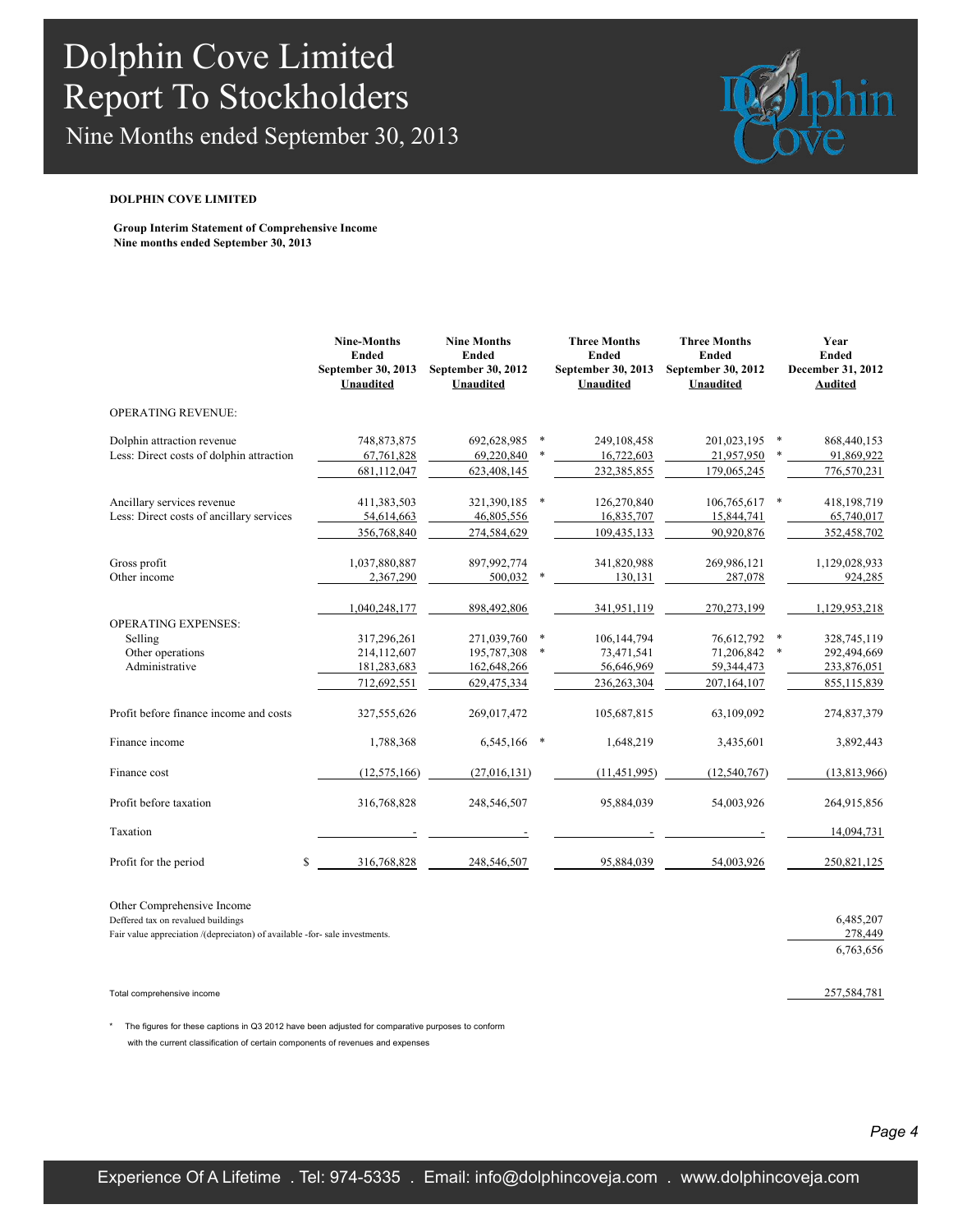# Dolphin Cove Limited
## Report To Stockholders
### Nine Months ended September 30, 2013

**DOLPHIN COVE LIMITED**

**Group Interim Statement of Comprehensive Income**
**Nine months ended September 30, 2013**

| | Nine-Months Ended September 30, 2013 Unaudited | Nine Months Ended September 30, 2012 Unaudited | Three Months Ended September 30, 2013 Unaudited | Three Months Ended September 30, 2012 Unaudited | Year Ended December 31, 2012 Audited |
|---|---|---|---|---|---|
| OPERATING REVENUE: | | | | | |
| Dolphin attraction revenue | 748,873,875 | 692,628,985 * | 249,108,458 | 201,023,195 * | 868,440,153 |
| Less: Direct costs of dolphin attraction | 67,761,828 | 69,220,840 * | 16,722,603 | 21,957,950 * | 91,869,922 |
| | 681,112,047 | 623,408,145 | 232,385,855 | 179,065,245 | 776,570,231 |
| Ancillary services revenue | 411,383,503 | 321,390,185 * | 126,270,840 | 106,765,617 * | 418,198,719 |
| Less: Direct costs of ancillary services | 54,614,663 | 46,805,556 | 16,835,707 | 15,844,741 | 65,740,017 |
| | 356,768,840 | 274,584,629 | 109,435,133 | 90,920,876 | 352,458,702 |
| Gross profit | 1,037,880,887 | 897,992,774 | 341,820,988 | 269,986,121 | 1,129,028,933 |
| Other income | 2,367,290 | 500,032 * | 130,131 | 287,078 | 924,285 |
| | 1,040,248,177 | 898,492,806 | 341,951,119 | 270,273,199 | 1,129,953,218 |
| OPERATING EXPENSES: | | | | | |
| Selling | 317,296,261 | 271,039,760 * | 106,144,794 | 76,612,792 * | 328,745,119 |
| Other operations | 214,112,607 | 195,787,308 * | 73,471,541 | 71,206,842 * | 292,494,669 |
| Administrative | 181,283,683 | 162,648,266 | 56,646,969 | 59,344,473 | 233,876,051 |
| | 712,692,551 | 629,475,334 | 236,263,304 | 207,164,107 | 855,115,839 |
| Profit before finance income and costs | 327,555,626 | 269,017,472 | 105,687,815 | 63,109,092 | 274,837,379 |
| Finance income | 1,788,368 | 6,545,166 * | 1,648,219 | 3,435,601 | 3,892,443 |
| Finance cost | (12,575,166) | (27,016,131) | (11,451,995) | (12,540,767) | (13,813,966) |
| Profit before taxation | 316,768,828 | 248,546,507 | 95,884,039 | 54,003,926 | 264,915,856 |
| Taxation | - | - | - | - | 14,094,731 |
| Profit for the period | $ 316,768,828 | 248,546,507 | 95,884,039 | 54,003,926 | 250,821,125 |
| Other Comprehensive Income | | | | | |
| Deffered tax on revalued buildings | | | | | 6,485,207 |
| Fair value appreciation /(depreciaton) of available -for- sale investments. | | | | | 278,449 |
| | | | | | 6,763,656 |
| Total comprehensive income | | | | | 257,584,781 |

\* The figures for these captions in Q3 2012 have been adjusted for comparative purposes to conform with the current classification of certain components of revenues and expenses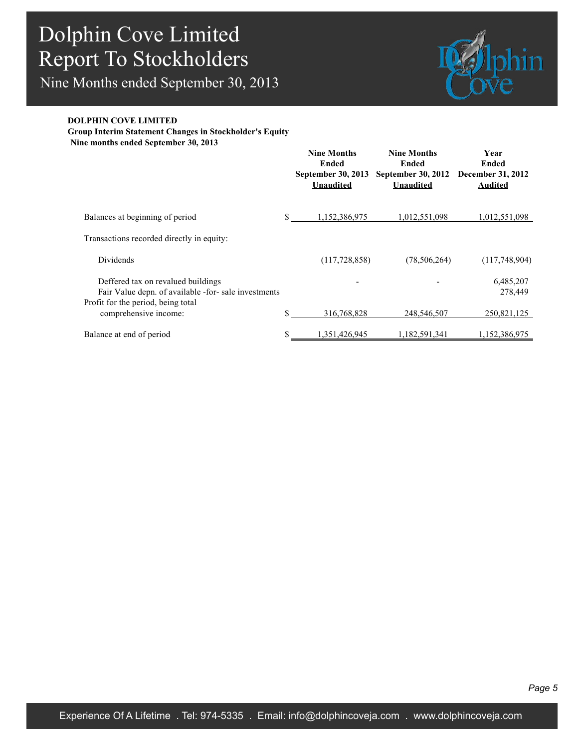# Dolphin Cove Limited
## Report To Stockholders
### Nine Months ended September 30, 2013

**DOLPHIN COVE LIMITED**
**Group Interim Statement Changes in Stockholder's Equity**
**Nine months ended September 30, 2013**

| | | Nine Months Ended September 30, 2013 Unaudited | Nine Months Ended September 30, 2012 Unaudited | Year Ended December 31, 2012 Audited |
|---|---|---|---|---|
| Balances at beginning of period | $ | 1,152,386,975 | 1,012,551,098 | 1,012,551,098 |
| Transactions recorded directly in equity: | | | | |
| Dividends | | (117,728,858) | (78,506,264) | (117,748,904) |
| Deffered tax on revalued buildings | | - | - | 6,485,207 |
| Fair Value depn. of available -for- sale investments | | | | 278,449 |
| Profit for the period, being total comprehensive income: | $ | 316,768,828 | 248,546,507 | 250,821,125 |
| Balance at end of period | $ | 1,351,426,945 | 1,182,591,341 | 1,152,386,975 |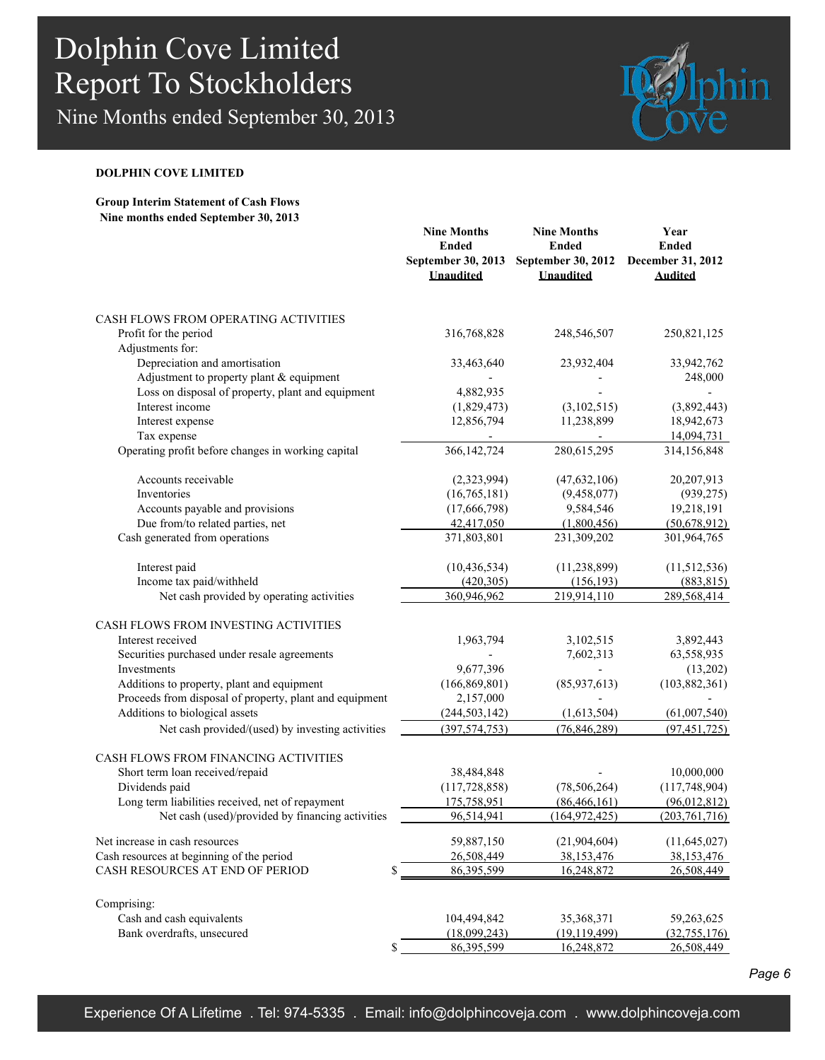# Dolphin Cove Limited
## Report To Stockholders
### Nine Months ended September 30, 2013

**DOLPHIN COVE LIMITED**

**Group Interim Statement of Cash Flows**
**Nine months ended September 30, 2013**

| | Nine Months Ended September 30, 2013 Unaudited | Nine Months Ended September 30, 2012 Unaudited | Year Ended December 31, 2012 Audited |
|---|---|---|---|
| CASH FLOWS FROM OPERATING ACTIVITIES | | | |
| Profit for the period | 316,768,828 | 248,546,507 | 250,821,125 |
| Adjustments for: | | | |
| Depreciation and amortisation | 33,463,640 | 23,932,404 | 33,942,762 |
| Adjustment to property plant & equipment | - | - | 248,000 |
| Loss on disposal of property, plant and equipment | 4,882,935 | - | - |
| Interest income | (1,829,473) | (3,102,515) | (3,892,443) |
| Interest expense | 12,856,794 | 11,238,899 | 18,942,673 |
| Tax expense | - | - | 14,094,731 |
| Operating profit before changes in working capital | 366,142,724 | 280,615,295 | 314,156,848 |
| Accounts receivable | (2,323,994) | (47,632,106) | 20,207,913 |
| Inventories | (16,765,181) | (9,458,077) | (939,275) |
| Accounts payable and provisions | (17,666,798) | 9,584,546 | 19,218,191 |
| Due from/to related parties, net | 42,417,050 | (1,800,456) | (50,678,912) |
| Cash generated from operations | 371,803,801 | 231,309,202 | 301,964,765 |
| Interest paid | (10,436,534) | (11,238,899) | (11,512,536) |
| Income tax paid/withheld | (420,305) | (156,193) | (883,815) |
| Net cash provided by operating activities | 360,946,962 | 219,914,110 | 289,568,414 |
| CASH FLOWS FROM INVESTING ACTIVITIES | | | |
| Interest received | 1,963,794 | 3,102,515 | 3,892,443 |
| Securities purchased under resale agreements | - | 7,602,313 | 63,558,935 |
| Investments | 9,677,396 | - | (13,202) |
| Additions to property, plant and equipment | (166,869,801) | (85,937,613) | (103,882,361) |
| Proceeds from disposal of property, plant and equipment | 2,157,000 | - | - |
| Additions to biological assets | (244,503,142) | (1,613,504) | (61,007,540) |
| Net cash provided/(used) by investing activities | (397,574,753) | (76,846,289) | (97,451,725) |
| CASH FLOWS FROM FINANCING ACTIVITIES | | | |
| Short term loan received/repaid | 38,484,848 | - | 10,000,000 |
| Dividends paid | (117,728,858) | (78,506,264) | (117,748,904) |
| Long term liabilities received, net of repayment | 175,758,951 | (86,466,161) | (96,012,812) |
| Net cash (used)/provided by financing activities | 96,514,941 | (164,972,425) | (203,761,716) |
| Net increase in cash resources | 59,887,150 | (21,904,604) | (11,645,027) |
| Cash resources at beginning of the period | 26,508,449 | 38,153,476 | 38,153,476 |
| CASH RESOURCES AT END OF PERIOD | $ 86,395,599 | 16,248,872 | 26,508,449 |
| Comprising: | | | |
| Cash and cash equivalents | 104,494,842 | 35,368,371 | 59,263,625 |
| Bank overdrafts, unsecured | (18,099,243) | (19,119,499) | (32,755,176) |
| | $ 86,395,599 | 16,248,872 | 26,508,449 |

Experience Of A Lifetime . Tel: 974-5335 . Email: info@dolphincoveja.com . www.dolphincoveja.com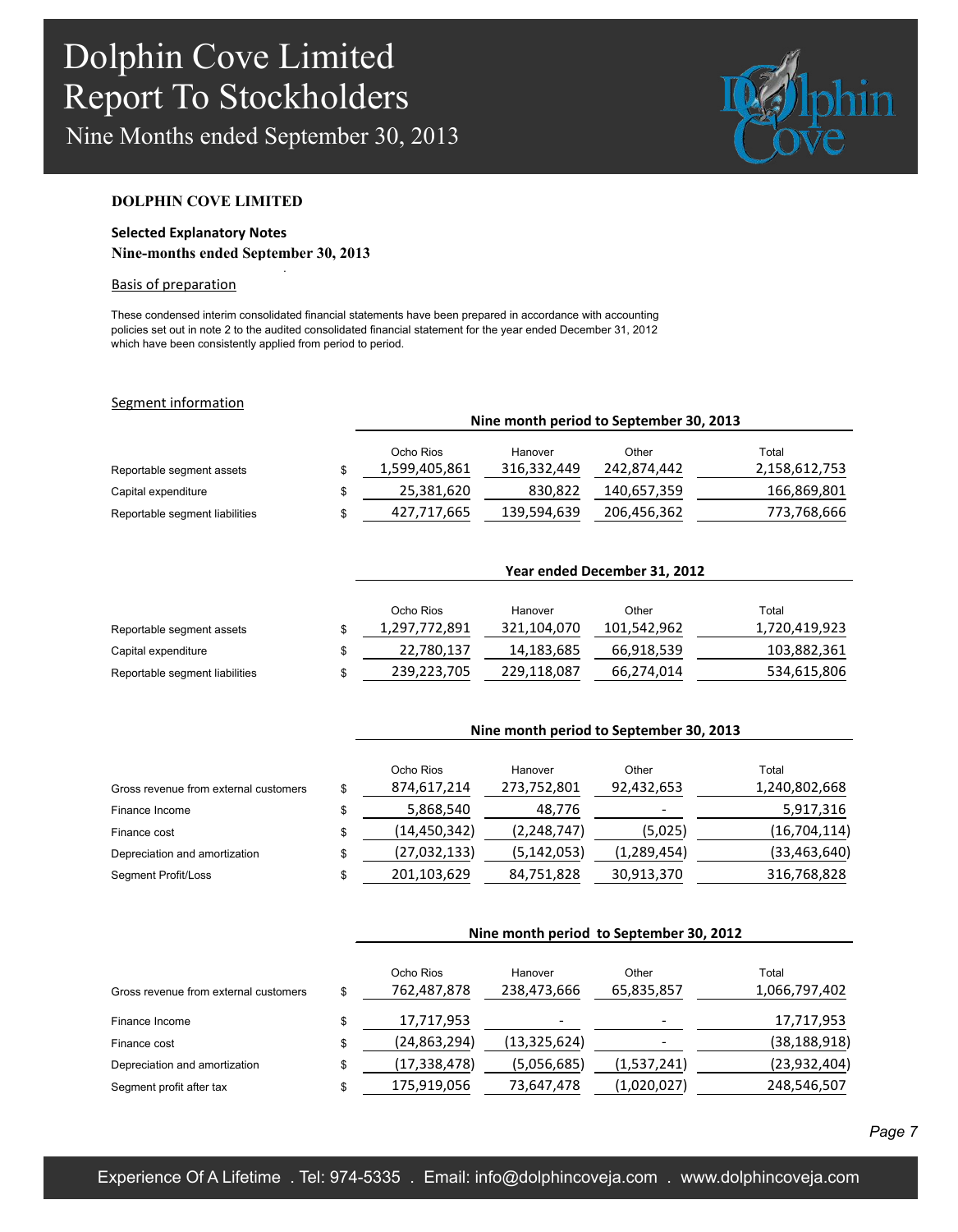# DOLPHIN COVE LIMITED

**Selected Explanatory Notes**

**Nine-months ended September 30, 2013**

## Basis of preparation

These condensed interim consolidated financial statements have been prepared in accordance with accounting policies set out in note 2 to the audited consolidated financial statement for the year ended December 31, 2012 which have been consistently applied from period to period.

## Segment information

| | | Nine month period to September 30, 2013 | | | |
|---|---|---|---|---|---|
| | | Ocho Rios | Hanover | Other | Total |
| Reportable segment assets | $ | 1,599,405,861 | 316,332,449 | 242,874,442 | 2,158,612,753 |
| Capital expenditure | $ | 25,381,620 | 830,822 | 140,657,359 | 166,869,801 |
| Reportable segment liabilities | $ | 427,717,665 | 139,594,639 | 206,456,362 | 773,768,666 |

| | | Year ended December 31, 2012 | | | |
|---|---|---|---|---|---|
| | | Ocho Rios | Hanover | Other | Total |
| Reportable segment assets | $ | 1,297,772,891 | 321,104,070 | 101,542,962 | 1,720,419,923 |
| Capital expenditure | $ | 22,780,137 | 14,183,685 | 66,918,539 | 103,882,361 |
| Reportable segment liabilities | $ | 239,223,705 | 229,118,087 | 66,274,014 | 534,615,806 |

| | | Nine month period to September 30, 2013 | | | |
|---|---|---|---|---|---|
| | | Ocho Rios | Hanover | Other | Total |
| Gross revenue from external customers | $ | 874,617,214 | 273,752,801 | 92,432,653 | 1,240,802,668 |
| Finance Income | $ | 5,868,540 | 48,776 | - | 5,917,316 |
| Finance cost | $ | (14,450,342) | (2,248,747) | (5,025) | (16,704,114) |
| Depreciation and amortization | $ | (27,032,133) | (5,142,053) | (1,289,454) | (33,463,640) |
| Segment Profit/Loss | $ | 201,103,629 | 84,751,828 | 30,913,370 | 316,768,828 |

| | | Nine month period to September 30, 2012 | | | |
|---|---|---|---|---|---|
| | | Ocho Rios | Hanover | Other | Total |
| Gross revenue from external customers | $ | 762,487,878 | 238,473,666 | 65,835,857 | 1,066,797,402 |
| Finance Income | $ | 17,717,953 | - | - | 17,717,953 |
| Finance cost | $ | (24,863,294) | (13,325,624) | - | (38,188,918) |
| Depreciation and amortization | $ | (17,338,478) | (5,056,685) | (1,537,241) | (23,932,404) |
| Segment profit after tax | $ | 175,919,056 | 73,647,478 | (1,020,027) | 248,546,507 |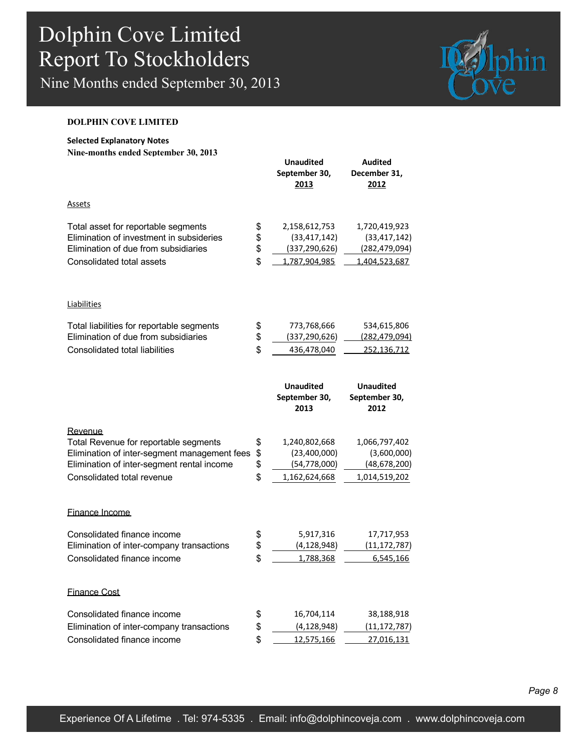**DOLPHIN COVE LIMITED**

**Selected Explanatory Notes**

**Nine-months ended September 30, 2013**

| | | Unaudited September 30, 2013 | Audited December 31, 2012 |
|---|---|---|---|
| Assets | | | |
| Total asset for reportable segments | $ | 2,158,612,753 | 1,720,419,923 |
| Elimination of investment in subsideries | $ | (33,417,142) | (33,417,142) |
| Elimination of due from subsidiaries | $ | (337,290,626) | (282,479,094) |
| Consolidated total assets | $ | 1,787,904,985 | 1,404,523,687 |
| Liabilities | | | |
| Total liabilities for reportable segments | $ | 773,768,666 | 534,615,806 |
| Elimination of due from subsidiaries | $ | (337,290,626) | (282,479,094) |
| Consolidated total liabilities | $ | 436,478,040 | 252,136,712 |

| | | Unaudited September 30, 2013 | Unaudited September 30, 2012 |
|---|---|---|---|
| Revenue | | | |
| Total Revenue for reportable segments | $ | 1,240,802,668 | 1,066,797,402 |
| Elimination of inter-segment management fees | $ | (23,400,000) | (3,600,000) |
| Elimination of inter-segment rental income | $ | (54,778,000) | (48,678,200) |
| Consolidated total revenue | $ | 1,162,624,668 | 1,014,519,202 |
| Finance Income | | | |
| Consolidated finance income | $ | 5,917,316 | 17,717,953 |
| Elimination of inter-company transactions | $ | (4,128,948) | (11,172,787) |
| Consolidated finance income | $ | 1,788,368 | 6,545,166 |
| Finance Cost | | | |
| Consolidated finance income | $ | 16,704,114 | 38,188,918 |
| Elimination of inter-company transactions | $ | (4,128,948) | (11,172,787) |
| Consolidated finance income | $ | 12,575,166 | 27,016,131 |